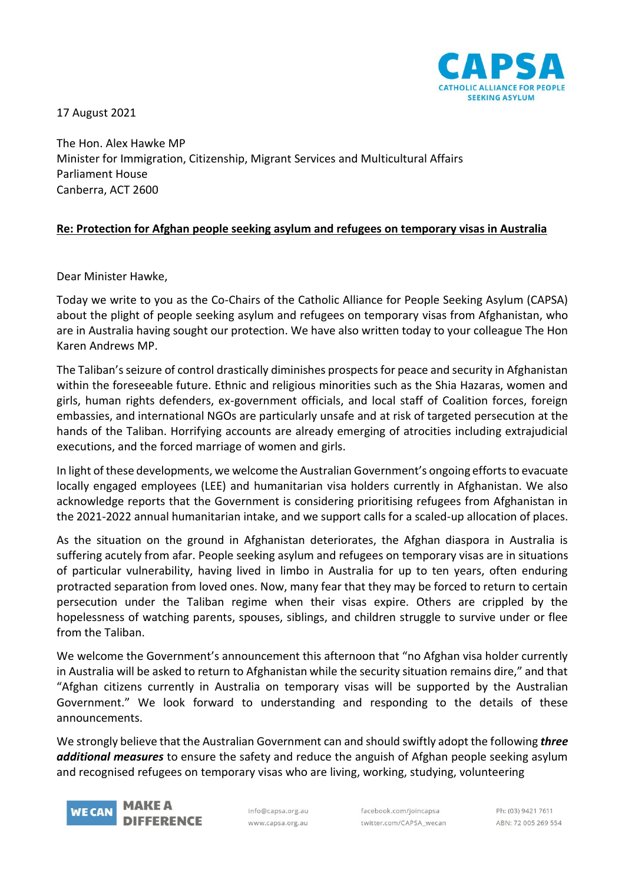CAPSA
CATHOLIC ALLIANCE FOR PEOPLE SEEKING ASYLUM

17 August 2021

The Hon. Alex Hawke MP
Minister for Immigration, Citizenship, Migrant Services and Multicultural Affairs
Parliament House
Canberra, ACT 2600

**Re: Protection for Afghan people seeking asylum and refugees on temporary visas in Australia**

Dear Minister Hawke,

Today we write to you as the Co-Chairs of the Catholic Alliance for People Seeking Asylum (CAPSA) about the plight of people seeking asylum and refugees on temporary visas from Afghanistan, who are in Australia having sought our protection. We have also written today to your colleague The Hon Karen Andrews MP.

The Taliban's seizure of control drastically diminishes prospects for peace and security in Afghanistan within the foreseeable future. Ethnic and religious minorities such as the Shia Hazaras, women and girls, human rights defenders, ex-government officials, and local staff of Coalition forces, foreign embassies, and international NGOs are particularly unsafe and at risk of targeted persecution at the hands of the Taliban. Horrifying accounts are already emerging of atrocities including extrajudicial executions, and the forced marriage of women and girls.

In light of these developments, we welcome the Australian Government's ongoing efforts to evacuate locally engaged employees (LEE) and humanitarian visa holders currently in Afghanistan. We also acknowledge reports that the Government is considering prioritising refugees from Afghanistan in the 2021-2022 annual humanitarian intake, and we support calls for a scaled-up allocation of places.

As the situation on the ground in Afghanistan deteriorates, the Afghan diaspora in Australia is suffering acutely from afar. People seeking asylum and refugees on temporary visas are in situations of particular vulnerability, having lived in limbo in Australia for up to ten years, often enduring protracted separation from loved ones. Now, many fear that they may be forced to return to certain persecution under the Taliban regime when their visas expire. Others are crippled by the hopelessness of watching parents, spouses, siblings, and children struggle to survive under or flee from the Taliban.

We welcome the Government's announcement this afternoon that "no Afghan visa holder currently in Australia will be asked to return to Afghanistan while the security situation remains dire," and that "Afghan citizens currently in Australia on temporary visas will be supported by the Australian Government." We look forward to understanding and responding to the details of these announcements.

We strongly believe that the Australian Government can and should swiftly adopt the following ***three additional measures*** to ensure the safety and reduce the anguish of Afghan people seeking asylum and recognised refugees on temporary visas who are living, working, studying, volunteering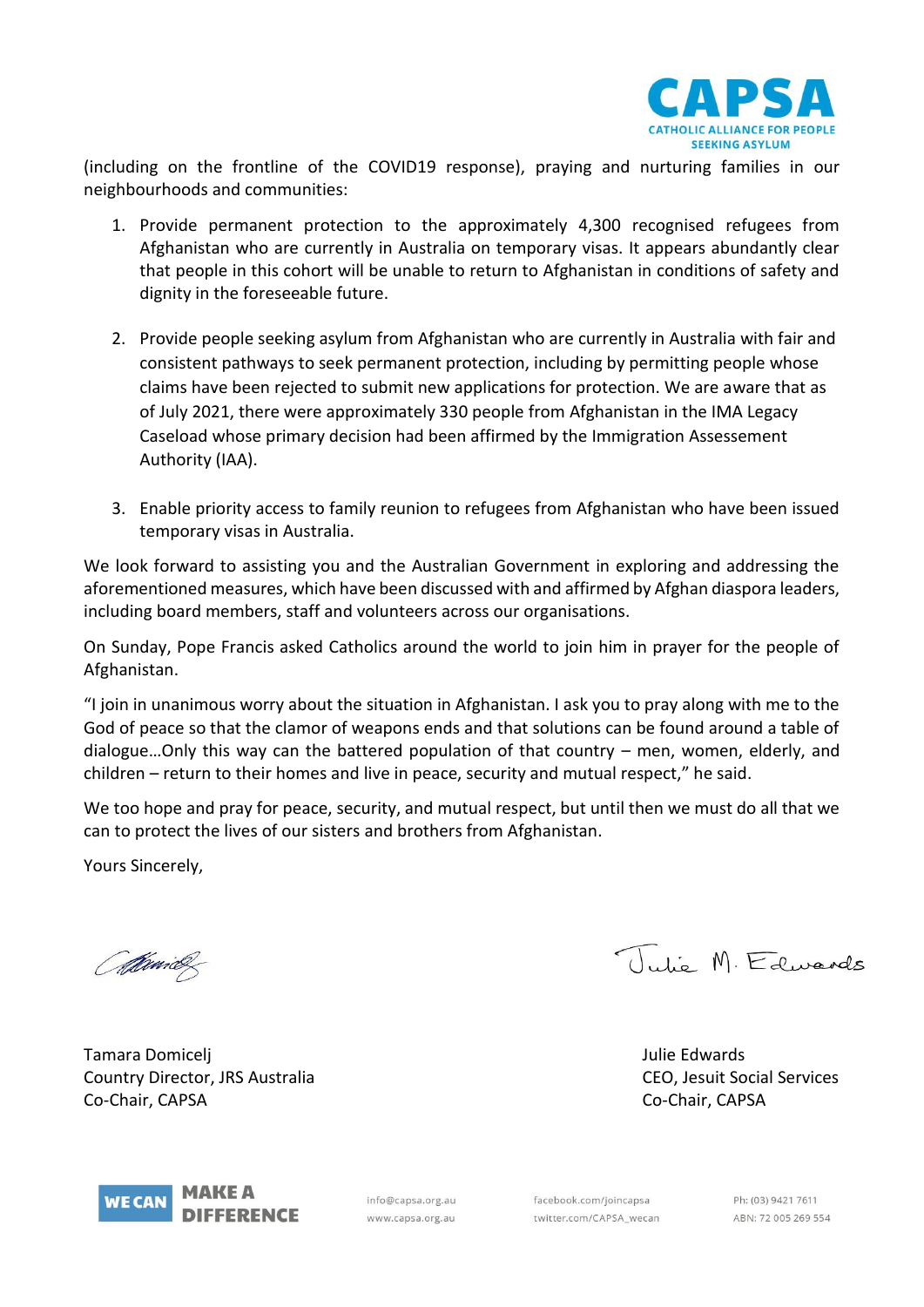(including on the frontline of the COVID19 response), praying and nurturing families in our neighbourhoods and communities:

1. Provide permanent protection to the approximately 4,300 recognised refugees from Afghanistan who are currently in Australia on temporary visas. It appears abundantly clear that people in this cohort will be unable to return to Afghanistan in conditions of safety and dignity in the foreseeable future.

2. Provide people seeking asylum from Afghanistan who are currently in Australia with fair and consistent pathways to seek permanent protection, including by permitting people whose claims have been rejected to submit new applications for protection. We are aware that as of July 2021, there were approximately 330 people from Afghanistan in the IMA Legacy Caseload whose primary decision had been affirmed by the Immigration Assessement Authority (IAA).

3. Enable priority access to family reunion to refugees from Afghanistan who have been issued temporary visas in Australia.

We look forward to assisting you and the Australian Government in exploring and addressing the aforementioned measures, which have been discussed with and affirmed by Afghan diaspora leaders, including board members, staff and volunteers across our organisations.

On Sunday, Pope Francis asked Catholics around the world to join him in prayer for the people of Afghanistan.

"I join in unanimous worry about the situation in Afghanistan. I ask you to pray along with me to the God of peace so that the clamor of weapons ends and that solutions can be found around a table of dialogue…Only this way can the battered population of that country – men, women, elderly, and children – return to their homes and live in peace, security and mutual respect," he said.

We too hope and pray for peace, security, and mutual respect, but until then we must do all that we can to protect the lives of our sisters and brothers from Afghanistan.

Yours Sincerely,

Tamara Domicelj
Country Director, JRS Australia
Co-Chair, CAPSA

Julie M. Edwards

Julie Edwards
CEO, Jesuit Social Services
Co-Chair, CAPSA

WE CAN MAKE A DIFFERENCE

info@capsa.org.au
www.capsa.org.au

facebook.com/joincapsa
twitter.com/CAPSA_wecan

Ph: (03) 9421 7611
ABN: 72 005 269 554